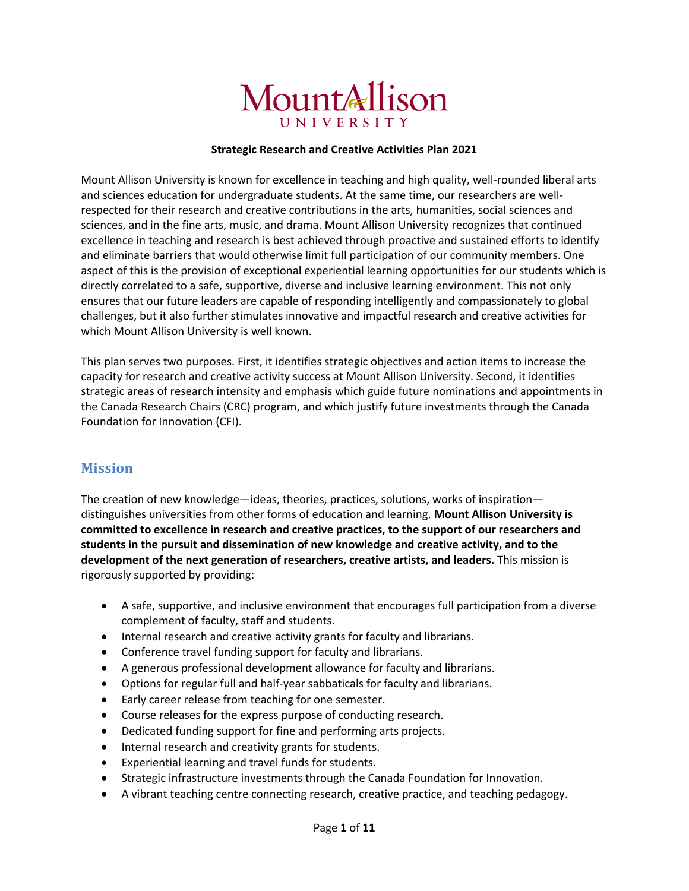# Mount Allison University

**Strategic Research and Creative Activities Plan 2021**

Mount Allison University is known for excellence in teaching and high quality, well-rounded liberal arts and sciences education for undergraduate students. At the same time, our researchers are well-respected for their research and creative contributions in the arts, humanities, social sciences and sciences, and in the fine arts, music, and drama. Mount Allison University recognizes that continued excellence in teaching and research is best achieved through proactive and sustained efforts to identify and eliminate barriers that would otherwise limit full participation of our community members. One aspect of this is the provision of exceptional experiential learning opportunities for our students which is directly correlated to a safe, supportive, diverse and inclusive learning environment. This not only ensures that our future leaders are capable of responding intelligently and compassionately to global challenges, but it also further stimulates innovative and impactful research and creative activities for which Mount Allison University is well known.

This plan serves two purposes. First, it identifies strategic objectives and action items to increase the capacity for research and creative activity success at Mount Allison University. Second, it identifies strategic areas of research intensity and emphasis which guide future nominations and appointments in the Canada Research Chairs (CRC) program, and which justify future investments through the Canada Foundation for Innovation (CFI).

## Mission

The creation of new knowledge—ideas, theories, practices, solutions, works of inspiration—distinguishes universities from other forms of education and learning. **Mount Allison University is committed to excellence in research and creative practices, to the support of our researchers and students in the pursuit and dissemination of new knowledge and creative activity, and to the development of the next generation of researchers, creative artists, and leaders.** This mission is rigorously supported by providing:

- A safe, supportive, and inclusive environment that encourages full participation from a diverse complement of faculty, staff and students.
- Internal research and creative activity grants for faculty and librarians.
- Conference travel funding support for faculty and librarians.
- A generous professional development allowance for faculty and librarians.
- Options for regular full and half-year sabbaticals for faculty and librarians.
- Early career release from teaching for one semester.
- Course releases for the express purpose of conducting research.
- Dedicated funding support for fine and performing arts projects.
- Internal research and creativity grants for students.
- Experiential learning and travel funds for students.
- Strategic infrastructure investments through the Canada Foundation for Innovation.
- A vibrant teaching centre connecting research, creative practice, and teaching pedagogy.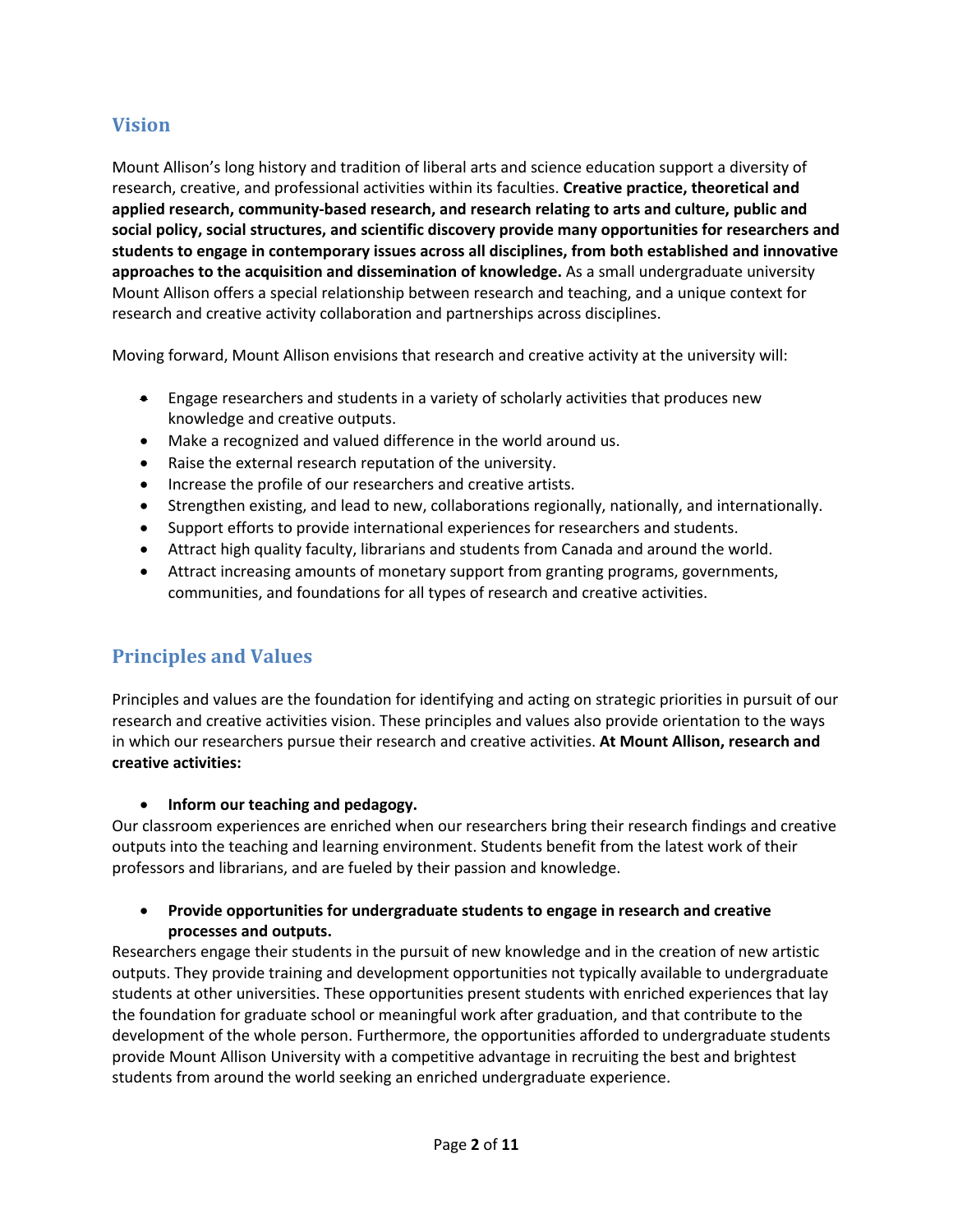## Vision

Mount Allison's long history and tradition of liberal arts and science education support a diversity of research, creative, and professional activities within its faculties. **Creative practice, theoretical and applied research, community-based research, and research relating to arts and culture, public and social policy, social structures, and scientific discovery provide many opportunities for researchers and students to engage in contemporary issues across all disciplines, from both established and innovative approaches to the acquisition and dissemination of knowledge.** As a small undergraduate university Mount Allison offers a special relationship between research and teaching, and a unique context for research and creative activity collaboration and partnerships across disciplines.

Moving forward, Mount Allison envisions that research and creative activity at the university will:

- Engage researchers and students in a variety of scholarly activities that produces new knowledge and creative outputs.
- Make a recognized and valued difference in the world around us.
- Raise the external research reputation of the university.
- Increase the profile of our researchers and creative artists.
- Strengthen existing, and lead to new, collaborations regionally, nationally, and internationally.
- Support efforts to provide international experiences for researchers and students.
- Attract high quality faculty, librarians and students from Canada and around the world.
- Attract increasing amounts of monetary support from granting programs, governments, communities, and foundations for all types of research and creative activities.

## Principles and Values

Principles and values are the foundation for identifying and acting on strategic priorities in pursuit of our research and creative activities vision. These principles and values also provide orientation to the ways in which our researchers pursue their research and creative activities. **At Mount Allison, research and creative activities:**

- **Inform our teaching and pedagogy.**

Our classroom experiences are enriched when our researchers bring their research findings and creative outputs into the teaching and learning environment. Students benefit from the latest work of their professors and librarians, and are fueled by their passion and knowledge.

- **Provide opportunities for undergraduate students to engage in research and creative processes and outputs.**

Researchers engage their students in the pursuit of new knowledge and in the creation of new artistic outputs. They provide training and development opportunities not typically available to undergraduate students at other universities. These opportunities present students with enriched experiences that lay the foundation for graduate school or meaningful work after graduation, and that contribute to the development of the whole person. Furthermore, the opportunities afforded to undergraduate students provide Mount Allison University with a competitive advantage in recruiting the best and brightest students from around the world seeking an enriched undergraduate experience.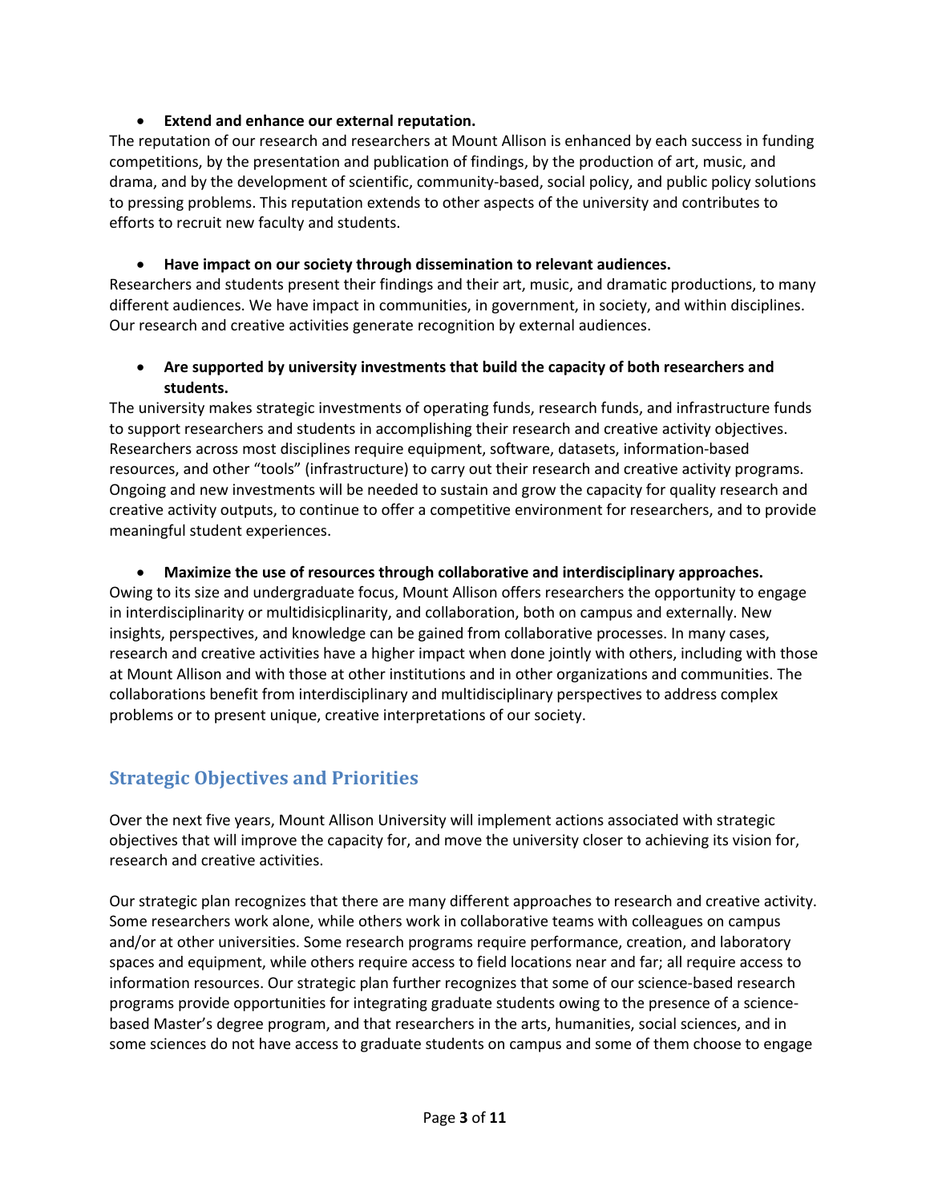- **Extend and enhance our external reputation.**

The reputation of our research and researchers at Mount Allison is enhanced by each success in funding competitions, by the presentation and publication of findings, by the production of art, music, and drama, and by the development of scientific, community-based, social policy, and public policy solutions to pressing problems. This reputation extends to other aspects of the university and contributes to efforts to recruit new faculty and students.

- **Have impact on our society through dissemination to relevant audiences.**

Researchers and students present their findings and their art, music, and dramatic productions, to many different audiences. We have impact in communities, in government, in society, and within disciplines. Our research and creative activities generate recognition by external audiences.

- **Are supported by university investments that build the capacity of both researchers and students.**

The university makes strategic investments of operating funds, research funds, and infrastructure funds to support researchers and students in accomplishing their research and creative activity objectives. Researchers across most disciplines require equipment, software, datasets, information-based resources, and other "tools" (infrastructure) to carry out their research and creative activity programs. Ongoing and new investments will be needed to sustain and grow the capacity for quality research and creative activity outputs, to continue to offer a competitive environment for researchers, and to provide meaningful student experiences.

- **Maximize the use of resources through collaborative and interdisciplinary approaches.**

Owing to its size and undergraduate focus, Mount Allison offers researchers the opportunity to engage in interdisciplinarity or multidisicplinarity, and collaboration, both on campus and externally. New insights, perspectives, and knowledge can be gained from collaborative processes. In many cases, research and creative activities have a higher impact when done jointly with others, including with those at Mount Allison and with those at other institutions and in other organizations and communities. The collaborations benefit from interdisciplinary and multidisciplinary perspectives to address complex problems or to present unique, creative interpretations of our society.

## Strategic Objectives and Priorities

Over the next five years, Mount Allison University will implement actions associated with strategic objectives that will improve the capacity for, and move the university closer to achieving its vision for, research and creative activities.

Our strategic plan recognizes that there are many different approaches to research and creative activity. Some researchers work alone, while others work in collaborative teams with colleagues on campus and/or at other universities. Some research programs require performance, creation, and laboratory spaces and equipment, while others require access to field locations near and far; all require access to information resources. Our strategic plan further recognizes that some of our science-based research programs provide opportunities for integrating graduate students owing to the presence of a science-based Master's degree program, and that researchers in the arts, humanities, social sciences, and in some sciences do not have access to graduate students on campus and some of them choose to engage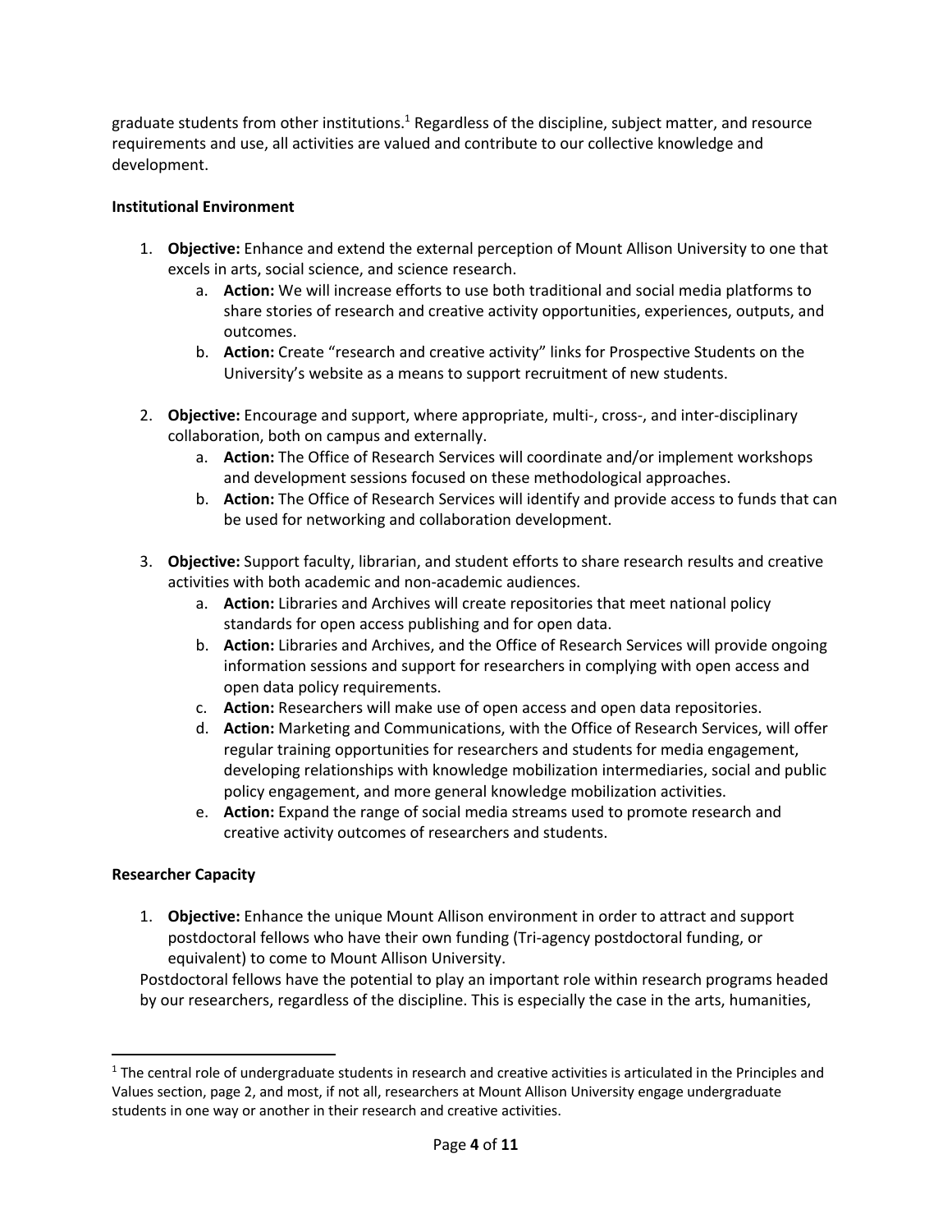graduate students from other institutions.[1] Regardless of the discipline, subject matter, and resource requirements and use, all activities are valued and contribute to our collective knowledge and development.

**Institutional Environment**

1. **Objective:** Enhance and extend the external perception of Mount Allison University to one that excels in arts, social science, and science research.
    a. **Action:** We will increase efforts to use both traditional and social media platforms to share stories of research and creative activity opportunities, experiences, outputs, and outcomes.
    b. **Action:** Create "research and creative activity" links for Prospective Students on the University's website as a means to support recruitment of new students.

2. **Objective:** Encourage and support, where appropriate, multi-, cross-, and inter-disciplinary collaboration, both on campus and externally.
    a. **Action:** The Office of Research Services will coordinate and/or implement workshops and development sessions focused on these methodological approaches.
    b. **Action:** The Office of Research Services will identify and provide access to funds that can be used for networking and collaboration development.

3. **Objective:** Support faculty, librarian, and student efforts to share research results and creative activities with both academic and non-academic audiences.
    a. **Action:** Libraries and Archives will create repositories that meet national policy standards for open access publishing and for open data.
    b. **Action:** Libraries and Archives, and the Office of Research Services will provide ongoing information sessions and support for researchers in complying with open access and open data policy requirements.
    c. **Action:** Researchers will make use of open access and open data repositories.
    d. **Action:** Marketing and Communications, with the Office of Research Services, will offer regular training opportunities for researchers and students for media engagement, developing relationships with knowledge mobilization intermediaries, social and public policy engagement, and more general knowledge mobilization activities.
    e. **Action:** Expand the range of social media streams used to promote research and creative activity outcomes of researchers and students.

**Researcher Capacity**

1. **Objective:** Enhance the unique Mount Allison environment in order to attract and support postdoctoral fellows who have their own funding (Tri-agency postdoctoral funding, or equivalent) to come to Mount Allison University.

Postdoctoral fellows have the potential to play an important role within research programs headed by our researchers, regardless of the discipline. This is especially the case in the arts, humanities,

[1] The central role of undergraduate students in research and creative activities is articulated in the Principles and Values section, page 2, and most, if not all, researchers at Mount Allison University engage undergraduate students in one way or another in their research and creative activities.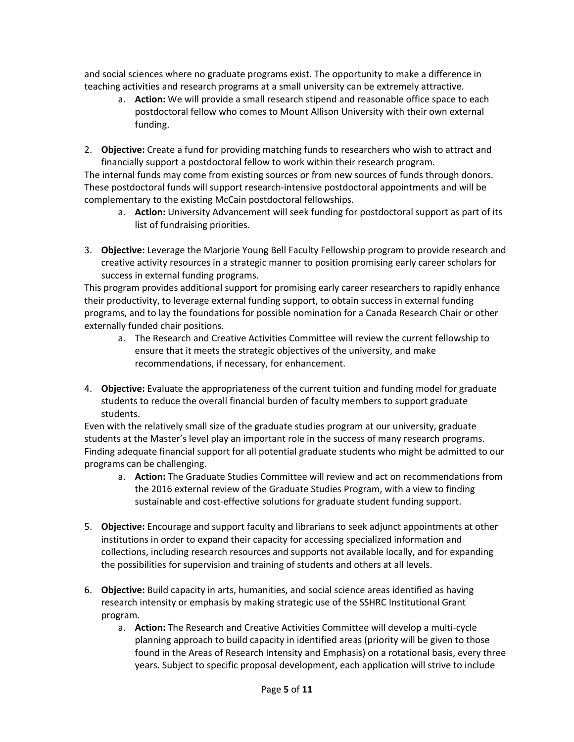and social sciences where no graduate programs exist. The opportunity to make a difference in teaching activities and research programs at a small university can be extremely attractive.

   a. **Action:** We will provide a small research stipend and reasonable office space to each postdoctoral fellow who comes to Mount Allison University with their own external funding.

2. **Objective:** Create a fund for providing matching funds to researchers who wish to attract and financially support a postdoctoral fellow to work within their research program.

The internal funds may come from existing sources or from new sources of funds through donors. These postdoctoral funds will support research-intensive postdoctoral appointments and will be complementary to the existing McCain postdoctoral fellowships.

   a. **Action:** University Advancement will seek funding for postdoctoral support as part of its list of fundraising priorities.

3. **Objective:** Leverage the Marjorie Young Bell Faculty Fellowship program to provide research and creative activity resources in a strategic manner to position promising early career scholars for success in external funding programs.

This program provides additional support for promising early career researchers to rapidly enhance their productivity, to leverage external funding support, to obtain success in external funding programs, and to lay the foundations for possible nomination for a Canada Research Chair or other externally funded chair positions.

   a. The Research and Creative Activities Committee will review the current fellowship to ensure that it meets the strategic objectives of the university, and make recommendations, if necessary, for enhancement.

4. **Objective:** Evaluate the appropriateness of the current tuition and funding model for graduate students to reduce the overall financial burden of faculty members to support graduate students.

Even with the relatively small size of the graduate studies program at our university, graduate students at the Master's level play an important role in the success of many research programs. Finding adequate financial support for all potential graduate students who might be admitted to our programs can be challenging.

   a. **Action:** The Graduate Studies Committee will review and act on recommendations from the 2016 external review of the Graduate Studies Program, with a view to finding sustainable and cost-effective solutions for graduate student funding support.

5. **Objective:** Encourage and support faculty and librarians to seek adjunct appointments at other institutions in order to expand their capacity for accessing specialized information and collections, including research resources and supports not available locally, and for expanding the possibilities for supervision and training of students and others at all levels.

6. **Objective:** Build capacity in arts, humanities, and social science areas identified as having research intensity or emphasis by making strategic use of the SSHRC Institutional Grant program.

   a. **Action:** The Research and Creative Activities Committee will develop a multi-cycle planning approach to build capacity in identified areas (priority will be given to those found in the Areas of Research Intensity and Emphasis) on a rotational basis, every three years. Subject to specific proposal development, each application will strive to include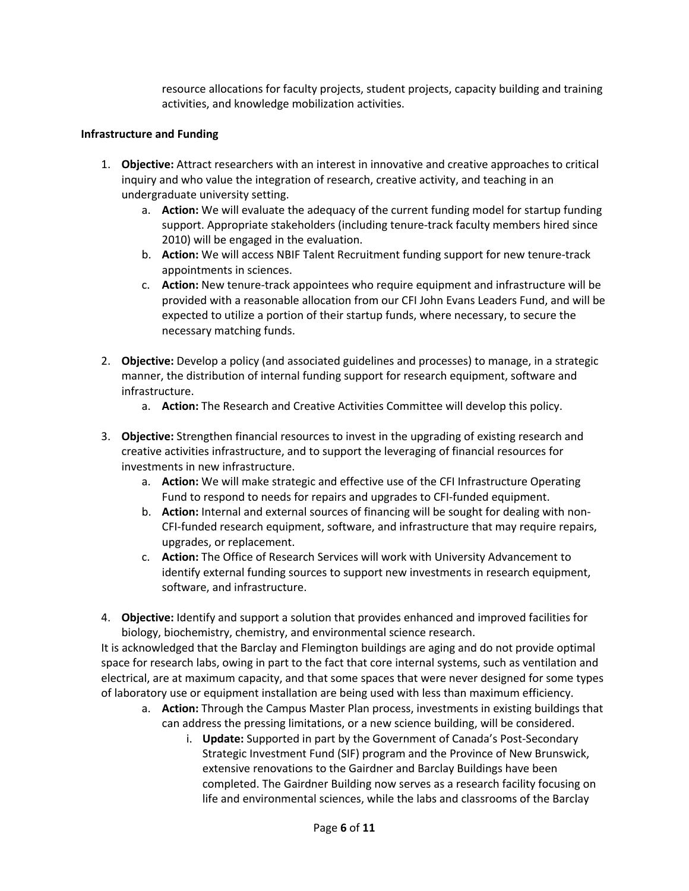resource allocations for faculty projects, student projects, capacity building and training activities, and knowledge mobilization activities.

**Infrastructure and Funding**

1. **Objective:** Attract researchers with an interest in innovative and creative approaches to critical inquiry and who value the integration of research, creative activity, and teaching in an undergraduate university setting.
    a. **Action:** We will evaluate the adequacy of the current funding model for startup funding support. Appropriate stakeholders (including tenure-track faculty members hired since 2010) will be engaged in the evaluation.
    b. **Action:** We will access NBIF Talent Recruitment funding support for new tenure-track appointments in sciences.
    c. **Action:** New tenure-track appointees who require equipment and infrastructure will be provided with a reasonable allocation from our CFI John Evans Leaders Fund, and will be expected to utilize a portion of their startup funds, where necessary, to secure the necessary matching funds.

2. **Objective:** Develop a policy (and associated guidelines and processes) to manage, in a strategic manner, the distribution of internal funding support for research equipment, software and infrastructure.
    a. **Action:** The Research and Creative Activities Committee will develop this policy.

3. **Objective:** Strengthen financial resources to invest in the upgrading of existing research and creative activities infrastructure, and to support the leveraging of financial resources for investments in new infrastructure.
    a. **Action:** We will make strategic and effective use of the CFI Infrastructure Operating Fund to respond to needs for repairs and upgrades to CFI-funded equipment.
    b. **Action:** Internal and external sources of financing will be sought for dealing with non-CFI-funded research equipment, software, and infrastructure that may require repairs, upgrades, or replacement.
    c. **Action:** The Office of Research Services will work with University Advancement to identify external funding sources to support new investments in research equipment, software, and infrastructure.

4. **Objective:** Identify and support a solution that provides enhanced and improved facilities for biology, biochemistry, chemistry, and environmental science research.

It is acknowledged that the Barclay and Flemington buildings are aging and do not provide optimal space for research labs, owing in part to the fact that core internal systems, such as ventilation and electrical, are at maximum capacity, and that some spaces that were never designed for some types of laboratory use or equipment installation are being used with less than maximum efficiency.

   a. **Action:** Through the Campus Master Plan process, investments in existing buildings that can address the pressing limitations, or a new science building, will be considered.
      i. **Update:** Supported in part by the Government of Canada's Post-Secondary Strategic Investment Fund (SIF) program and the Province of New Brunswick, extensive renovations to the Gairdner and Barclay Buildings have been completed. The Gairdner Building now serves as a research facility focusing on life and environmental sciences, while the labs and classrooms of the Barclay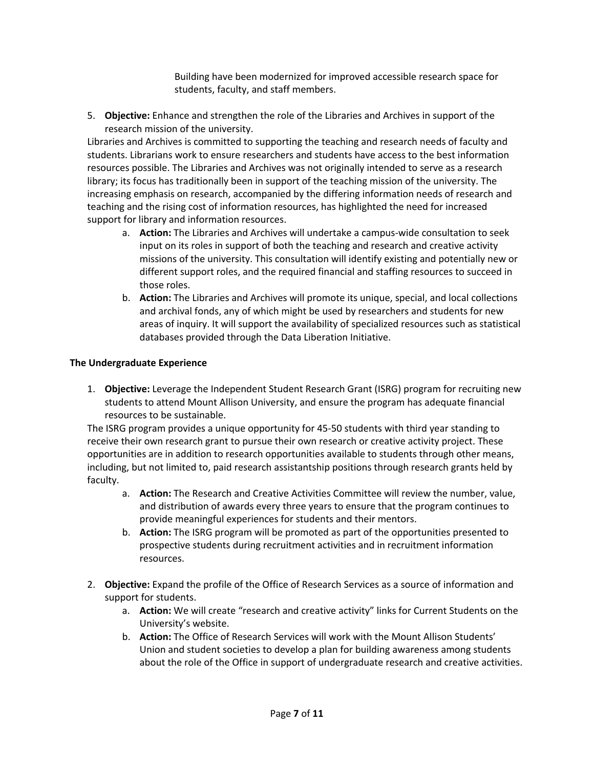Building have been modernized for improved accessible research space for students, faculty, and staff members.

5. **Objective:** Enhance and strengthen the role of the Libraries and Archives in support of the research mission of the university.

Libraries and Archives is committed to supporting the teaching and research needs of faculty and students. Librarians work to ensure researchers and students have access to the best information resources possible. The Libraries and Archives was not originally intended to serve as a research library; its focus has traditionally been in support of the teaching mission of the university. The increasing emphasis on research, accompanied by the differing information needs of research and teaching and the rising cost of information resources, has highlighted the need for increased support for library and information resources.

   a. **Action:** The Libraries and Archives will undertake a campus-wide consultation to seek input on its roles in support of both the teaching and research and creative activity missions of the university. This consultation will identify existing and potentially new or different support roles, and the required financial and staffing resources to succeed in those roles.
   b. **Action:** The Libraries and Archives will promote its unique, special, and local collections and archival fonds, any of which might be used by researchers and students for new areas of inquiry. It will support the availability of specialized resources such as statistical databases provided through the Data Liberation Initiative.

**The Undergraduate Experience**

1. **Objective:** Leverage the Independent Student Research Grant (ISRG) program for recruiting new students to attend Mount Allison University, and ensure the program has adequate financial resources to be sustainable.

The ISRG program provides a unique opportunity for 45-50 students with third year standing to receive their own research grant to pursue their own research or creative activity project. These opportunities are in addition to research opportunities available to students through other means, including, but not limited to, paid research assistantship positions through research grants held by faculty.

   a. **Action:** The Research and Creative Activities Committee will review the number, value, and distribution of awards every three years to ensure that the program continues to provide meaningful experiences for students and their mentors.
   b. **Action:** The ISRG program will be promoted as part of the opportunities presented to prospective students during recruitment activities and in recruitment information resources.

2. **Objective:** Expand the profile of the Office of Research Services as a source of information and support for students.
   a. **Action:** We will create "research and creative activity" links for Current Students on the University's website.
   b. **Action:** The Office of Research Services will work with the Mount Allison Students' Union and student societies to develop a plan for building awareness among students about the role of the Office in support of undergraduate research and creative activities.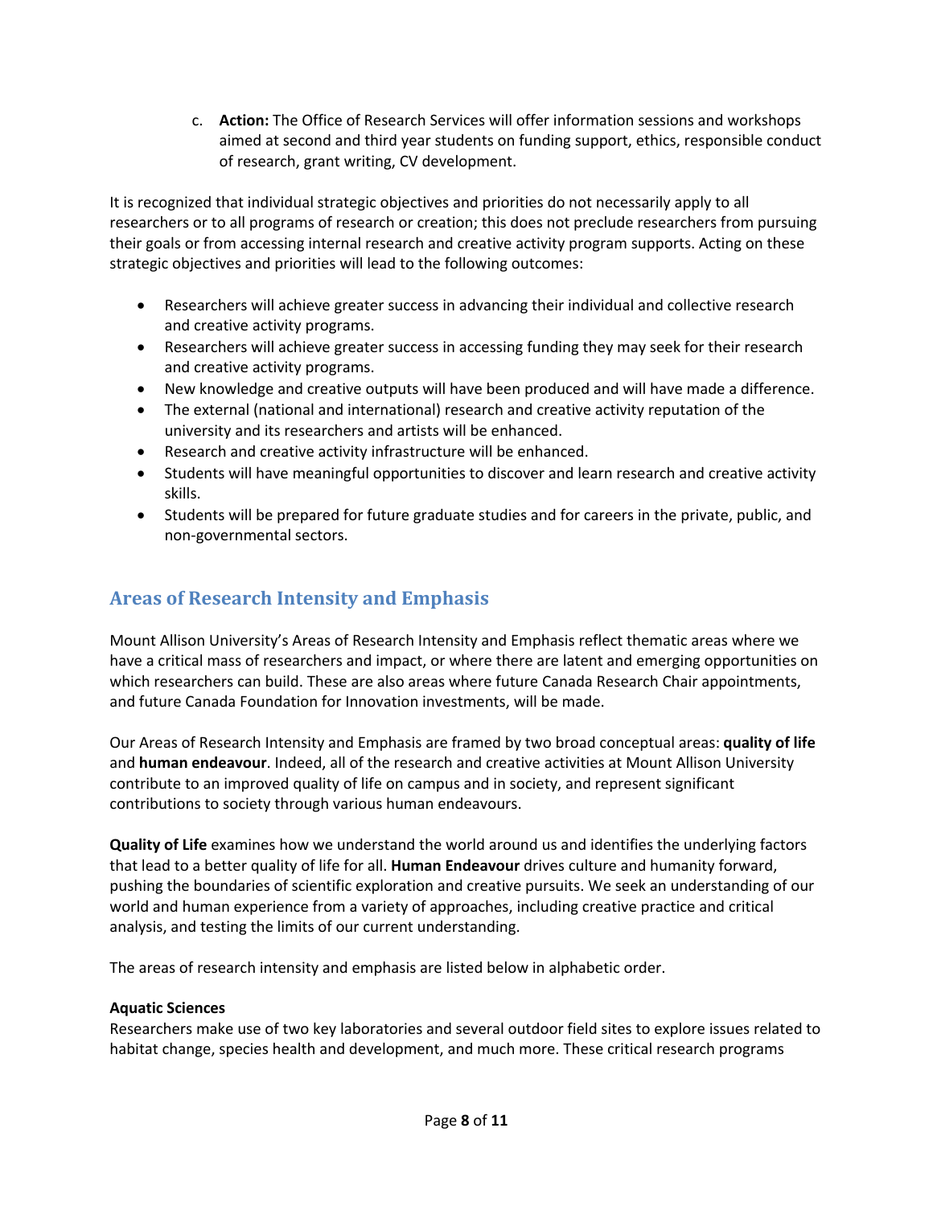c. **Action:** The Office of Research Services will offer information sessions and workshops aimed at second and third year students on funding support, ethics, responsible conduct of research, grant writing, CV development.

It is recognized that individual strategic objectives and priorities do not necessarily apply to all researchers or to all programs of research or creation; this does not preclude researchers from pursuing their goals or from accessing internal research and creative activity program supports. Acting on these strategic objectives and priorities will lead to the following outcomes:

- Researchers will achieve greater success in advancing their individual and collective research and creative activity programs.
- Researchers will achieve greater success in accessing funding they may seek for their research and creative activity programs.
- New knowledge and creative outputs will have been produced and will have made a difference.
- The external (national and international) research and creative activity reputation of the university and its researchers and artists will be enhanced.
- Research and creative activity infrastructure will be enhanced.
- Students will have meaningful opportunities to discover and learn research and creative activity skills.
- Students will be prepared for future graduate studies and for careers in the private, public, and non-governmental sectors.

## Areas of Research Intensity and Emphasis

Mount Allison University's Areas of Research Intensity and Emphasis reflect thematic areas where we have a critical mass of researchers and impact, or where there are latent and emerging opportunities on which researchers can build. These are also areas where future Canada Research Chair appointments, and future Canada Foundation for Innovation investments, will be made.

Our Areas of Research Intensity and Emphasis are framed by two broad conceptual areas: **quality of life** and **human endeavour**. Indeed, all of the research and creative activities at Mount Allison University contribute to an improved quality of life on campus and in society, and represent significant contributions to society through various human endeavours.

**Quality of Life** examines how we understand the world around us and identifies the underlying factors that lead to a better quality of life for all. **Human Endeavour** drives culture and humanity forward, pushing the boundaries of scientific exploration and creative pursuits. We seek an understanding of our world and human experience from a variety of approaches, including creative practice and critical analysis, and testing the limits of our current understanding.

The areas of research intensity and emphasis are listed below in alphabetic order.

**Aquatic Sciences**
Researchers make use of two key laboratories and several outdoor field sites to explore issues related to habitat change, species health and development, and much more. These critical research programs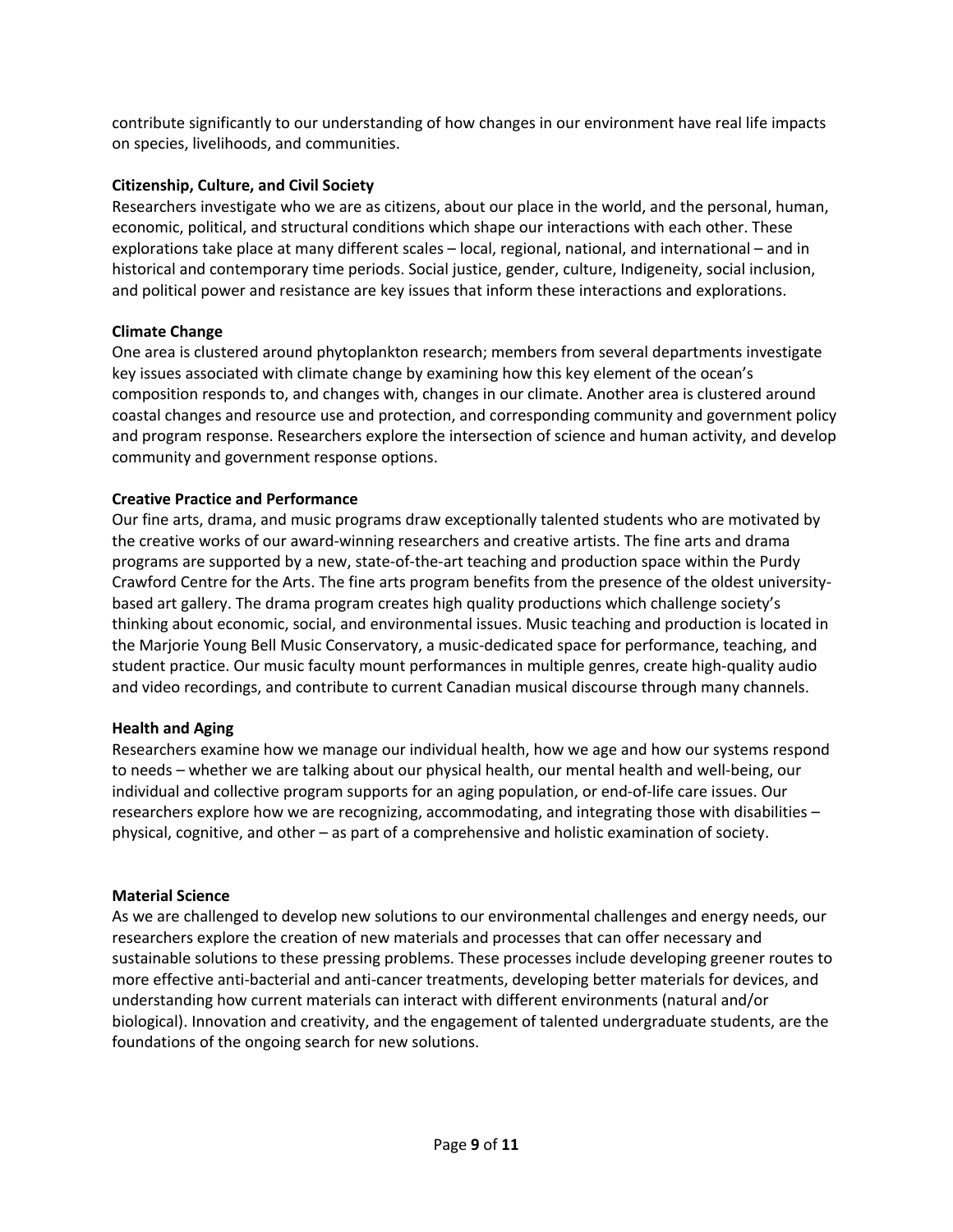contribute significantly to our understanding of how changes in our environment have real life impacts on species, livelihoods, and communities.

**Citizenship, Culture, and Civil Society**

Researchers investigate who we are as citizens, about our place in the world, and the personal, human, economic, political, and structural conditions which shape our interactions with each other. These explorations take place at many different scales – local, regional, national, and international – and in historical and contemporary time periods. Social justice, gender, culture, Indigeneity, social inclusion, and political power and resistance are key issues that inform these interactions and explorations.

**Climate Change**

One area is clustered around phytoplankton research; members from several departments investigate key issues associated with climate change by examining how this key element of the ocean's composition responds to, and changes with, changes in our climate. Another area is clustered around coastal changes and resource use and protection, and corresponding community and government policy and program response. Researchers explore the intersection of science and human activity, and develop community and government response options.

**Creative Practice and Performance**

Our fine arts, drama, and music programs draw exceptionally talented students who are motivated by the creative works of our award-winning researchers and creative artists. The fine arts and drama programs are supported by a new, state-of-the-art teaching and production space within the Purdy Crawford Centre for the Arts. The fine arts program benefits from the presence of the oldest university-based art gallery. The drama program creates high quality productions which challenge society's thinking about economic, social, and environmental issues. Music teaching and production is located in the Marjorie Young Bell Music Conservatory, a music-dedicated space for performance, teaching, and student practice. Our music faculty mount performances in multiple genres, create high-quality audio and video recordings, and contribute to current Canadian musical discourse through many channels.

**Health and Aging**

Researchers examine how we manage our individual health, how we age and how our systems respond to needs – whether we are talking about our physical health, our mental health and well-being, our individual and collective program supports for an aging population, or end-of-life care issues. Our researchers explore how we are recognizing, accommodating, and integrating those with disabilities – physical, cognitive, and other – as part of a comprehensive and holistic examination of society.

**Material Science**

As we are challenged to develop new solutions to our environmental challenges and energy needs, our researchers explore the creation of new materials and processes that can offer necessary and sustainable solutions to these pressing problems. These processes include developing greener routes to more effective anti-bacterial and anti-cancer treatments, developing better materials for devices, and understanding how current materials can interact with different environments (natural and/or biological). Innovation and creativity, and the engagement of talented undergraduate students, are the foundations of the ongoing search for new solutions.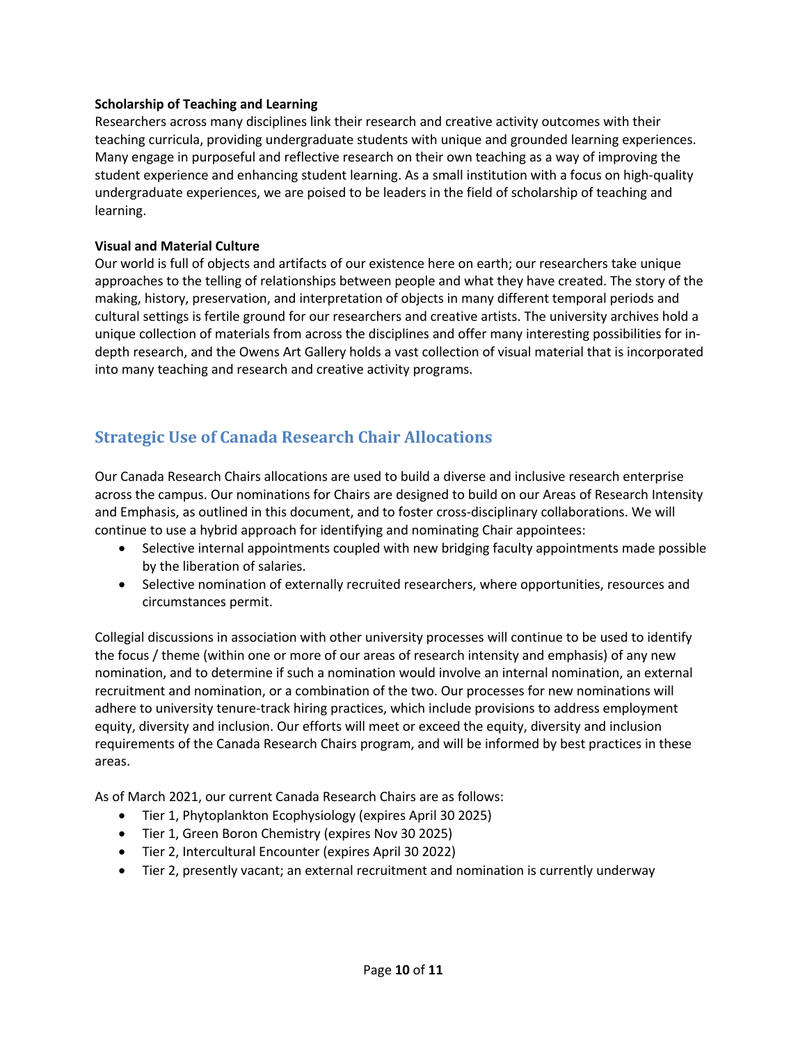**Scholarship of Teaching and Learning**

Researchers across many disciplines link their research and creative activity outcomes with their teaching curricula, providing undergraduate students with unique and grounded learning experiences. Many engage in purposeful and reflective research on their own teaching as a way of improving the student experience and enhancing student learning. As a small institution with a focus on high-quality undergraduate experiences, we are poised to be leaders in the field of scholarship of teaching and learning.

**Visual and Material Culture**

Our world is full of objects and artifacts of our existence here on earth; our researchers take unique approaches to the telling of relationships between people and what they have created. The story of the making, history, preservation, and interpretation of objects in many different temporal periods and cultural settings is fertile ground for our researchers and creative artists. The university archives hold a unique collection of materials from across the disciplines and offer many interesting possibilities for in-depth research, and the Owens Art Gallery holds a vast collection of visual material that is incorporated into many teaching and research and creative activity programs.

## Strategic Use of Canada Research Chair Allocations

Our Canada Research Chairs allocations are used to build a diverse and inclusive research enterprise across the campus. Our nominations for Chairs are designed to build on our Areas of Research Intensity and Emphasis, as outlined in this document, and to foster cross-disciplinary collaborations. We will continue to use a hybrid approach for identifying and nominating Chair appointees:

- Selective internal appointments coupled with new bridging faculty appointments made possible by the liberation of salaries.
- Selective nomination of externally recruited researchers, where opportunities, resources and circumstances permit.

Collegial discussions in association with other university processes will continue to be used to identify the focus / theme (within one or more of our areas of research intensity and emphasis) of any new nomination, and to determine if such a nomination would involve an internal nomination, an external recruitment and nomination, or a combination of the two. Our processes for new nominations will adhere to university tenure-track hiring practices, which include provisions to address employment equity, diversity and inclusion. Our efforts will meet or exceed the equity, diversity and inclusion requirements of the Canada Research Chairs program, and will be informed by best practices in these areas.

As of March 2021, our current Canada Research Chairs are as follows:

- Tier 1, Phytoplankton Ecophysiology (expires April 30 2025)
- Tier 1, Green Boron Chemistry (expires Nov 30 2025)
- Tier 2, Intercultural Encounter (expires April 30 2022)
- Tier 2, presently vacant; an external recruitment and nomination is currently underway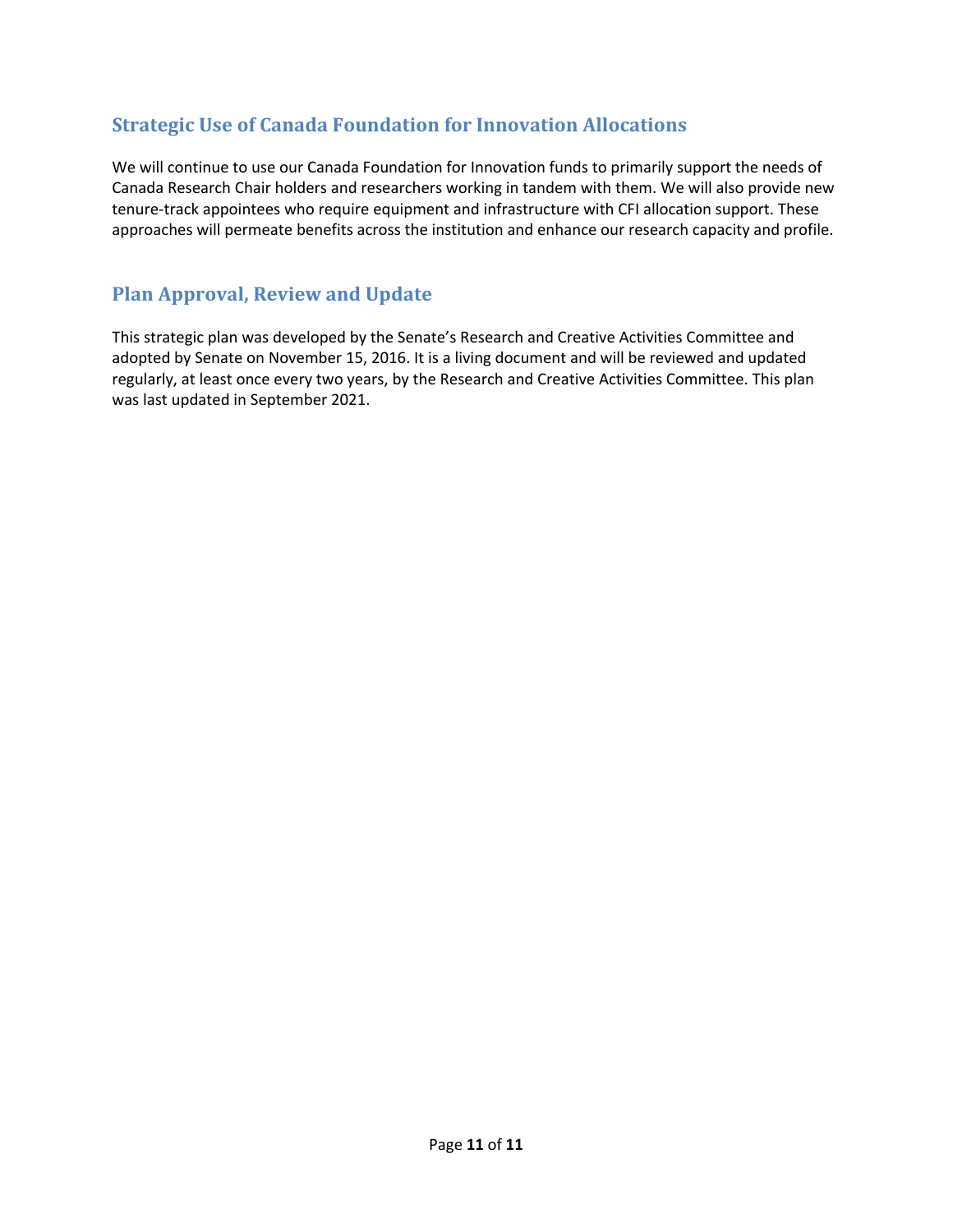## Strategic Use of Canada Foundation for Innovation Allocations

We will continue to use our Canada Foundation for Innovation funds to primarily support the needs of Canada Research Chair holders and researchers working in tandem with them. We will also provide new tenure-track appointees who require equipment and infrastructure with CFI allocation support. These approaches will permeate benefits across the institution and enhance our research capacity and profile.

## Plan Approval, Review and Update

This strategic plan was developed by the Senate's Research and Creative Activities Committee and adopted by Senate on November 15, 2016. It is a living document and will be reviewed and updated regularly, at least once every two years, by the Research and Creative Activities Committee. This plan was last updated in September 2021.